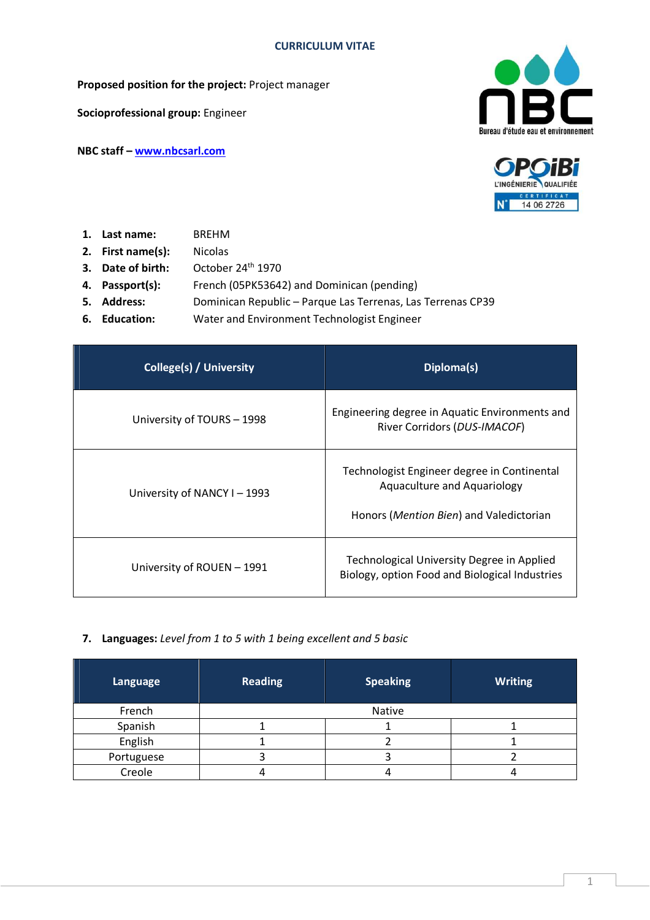# CURRICULUM VITAE

**Proposed position for the project:** Project manager

**Socioprofessional group:** Engineer

**NBC staff – www.nbcsarl.com**

1. **Last name:** BREHM
2. **First name(s):** Nicolas
3. **Date of birth:** October 24th 1970
4. **Passport(s):** French (05PK53642) and Dominican (pending)
5. **Address:** Dominican Republic – Parque Las Terrenas, Las Terrenas CP39
6. **Education:** Water and Environment Technologist Engineer

| College(s) / University | Diploma(s) |
|---|---|
| University of TOURS – 1998 | Engineering degree in Aquatic Environments and River Corridors (*DUS-IMACOF*) |
| University of NANCY I – 1993 | Technologist Engineer degree in Continental Aquaculture and Aquariology<br><br>Honors (*Mention Bien*) and Valedictorian |
| University of ROUEN – 1991 | Technological University Degree in Applied Biology, option Food and Biological Industries |

7. **Languages:** *Level from 1 to 5 with 1 being excellent and 5 basic*

| Language | Reading | Speaking | Writing |
|---|---|---|---|
| French | Native | | |
| Spanish | 1 | 1 | 1 |
| English | 1 | 2 | 1 |
| Portuguese | 3 | 3 | 2 |
| Creole | 4 | 4 | 4 |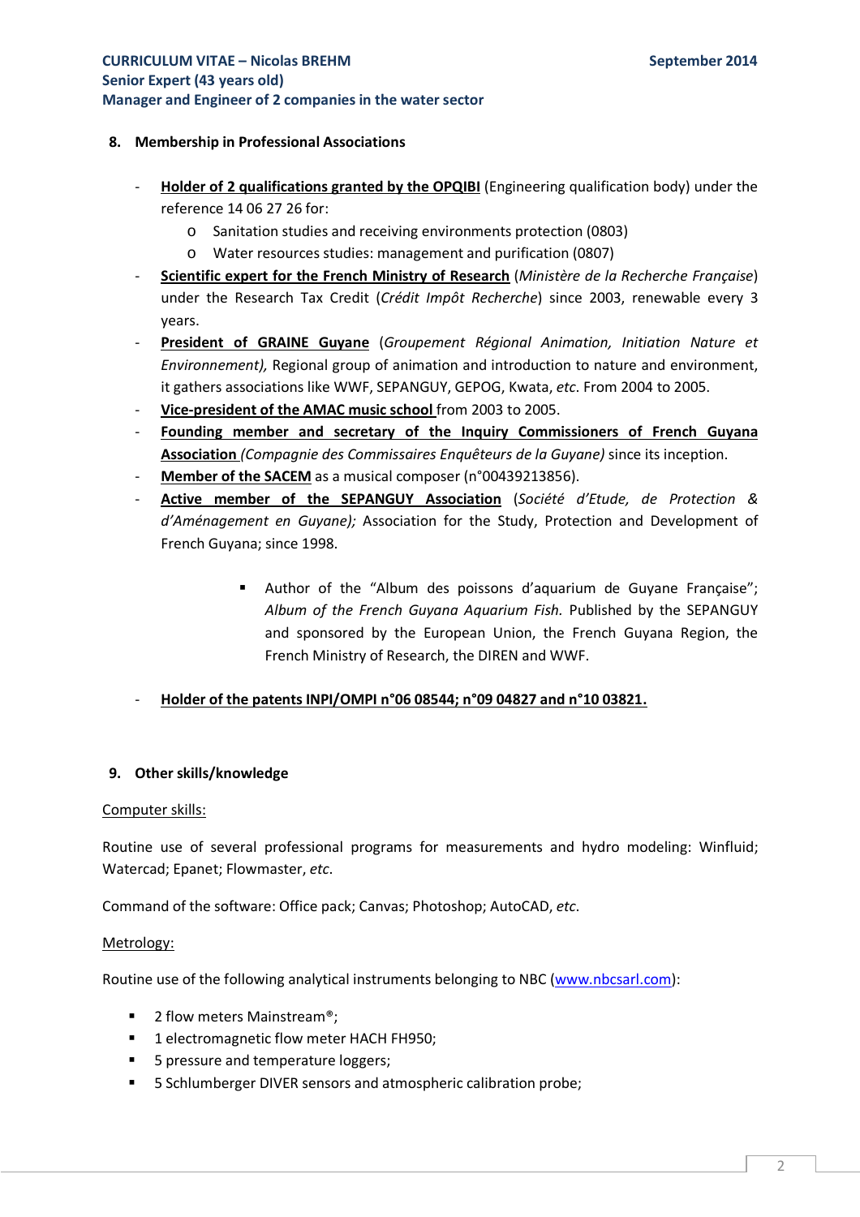## 8. Membership in Professional Associations

- **<u>Holder of 2 qualifications granted by the OPQIBI</u>** (Engineering qualification body) under the reference 14 06 27 26 for:
  - Sanitation studies and receiving environments protection (0803)
  - Water resources studies: management and purification (0807)
- **<u>Scientific expert for the French Ministry of Research</u>** (*Ministère de la Recherche Française*) under the Research Tax Credit (*Crédit Impôt Recherche*) since 2003, renewable every 3 years.
- **<u>President of GRAINE Guyane</u>** (*Groupement Régional Animation, Initiation Nature et Environnement),* Regional group of animation and introduction to nature and environment, it gathers associations like WWF, SEPANGUY, GEPOG, Kwata, *etc*. From 2004 to 2005.
- **<u>Vice-president of the AMAC music school</u>** from 2003 to 2005.
- **<u>Founding member and secretary of the Inquiry Commissioners of French Guyana Association</u>** *(Compagnie des Commissaires Enquêteurs de la Guyane)* since its inception.
- **<u>Member of the SACEM</u>** as a musical composer (n°00439213856).
- **<u>Active member of the SEPANGUY Association</u>** (*Société d'Etude, de Protection & d'Aménagement en Guyane);* Association for the Study, Protection and Development of French Guyana; since 1998.
  - Author of the "Album des poissons d'aquarium de Guyane Française"; *Album of the French Guyana Aquarium Fish.* Published by the SEPANGUY and sponsored by the European Union, the French Guyana Region, the French Ministry of Research, the DIREN and WWF.
- **<u>Holder of the patents INPI/OMPI n°06 08544; n°09 04827 and n°10 03821.</u>**

## 9. Other skills/knowledge

<u>Computer skills:</u>

Routine use of several professional programs for measurements and hydro modeling: Winfluid; Watercad; Epanet; Flowmaster, *etc*.

Command of the software: Office pack; Canvas; Photoshop; AutoCAD, *etc*.

<u>Metrology:</u>

Routine use of the following analytical instruments belonging to NBC (www.nbcsarl.com):

- 2 flow meters Mainstream®;
- 1 electromagnetic flow meter HACH FH950;
- 5 pressure and temperature loggers;
- 5 Schlumberger DIVER sensors and atmospheric calibration probe;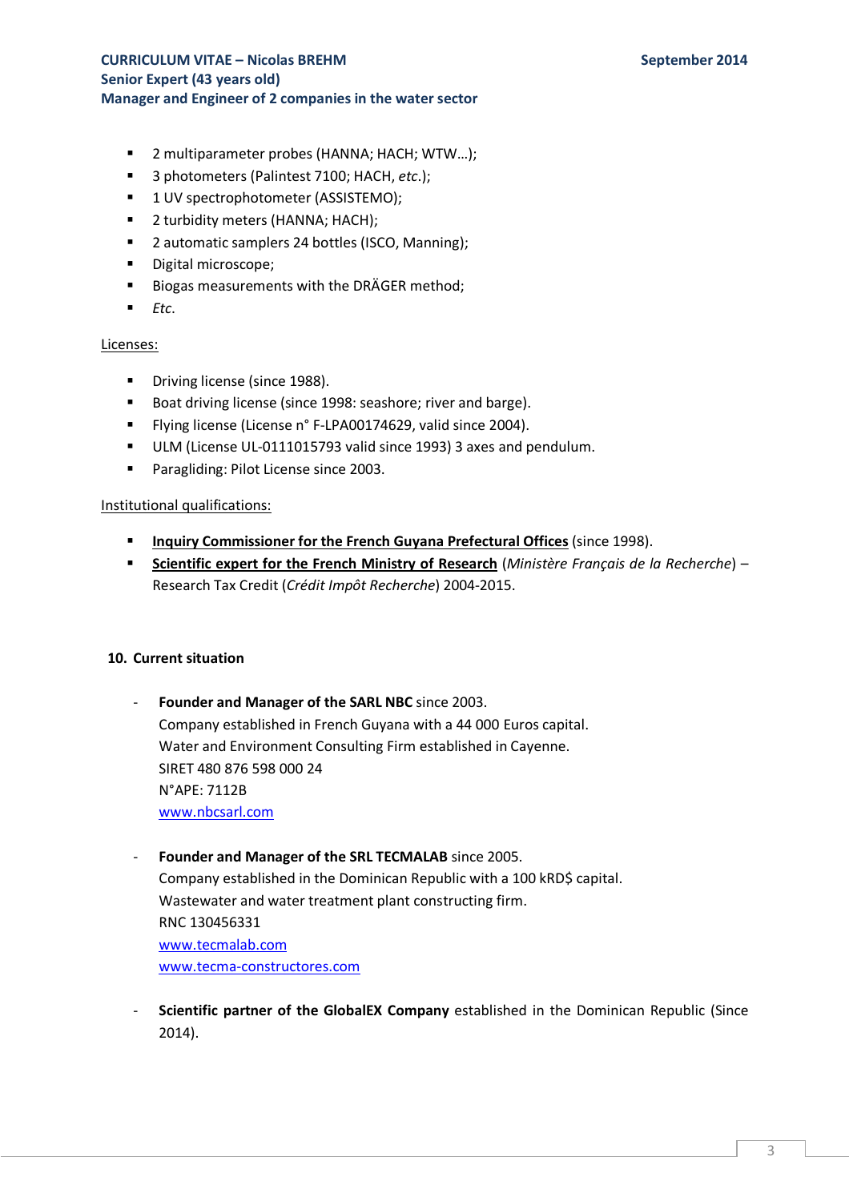- 2 multiparameter probes (HANNA; HACH; WTW…);
- 3 photometers (Palintest 7100; HACH, *etc*.);
- 1 UV spectrophotometer (ASSISTEMO);
- 2 turbidity meters (HANNA; HACH);
- 2 automatic samplers 24 bottles (ISCO, Manning);
- Digital microscope;
- Biogas measurements with the DRÄGER method;
- *Etc*.

Licenses:

- Driving license (since 1988).
- Boat driving license (since 1998: seashore; river and barge).
- Flying license (License n° F-LPA00174629, valid since 2004).
- ULM (License UL-0111015793 valid since 1993) 3 axes and pendulum.
- Paragliding: Pilot License since 2003.

Institutional qualifications:

- **Inquiry Commissioner for the French Guyana Prefectural Offices** (since 1998).
- **Scientific expert for the French Ministry of Research** (*Ministère Français de la Recherche*) – Research Tax Credit (*Crédit Impôt Recherche*) 2004-2015.

## 10. Current situation

- **Founder and Manager of the SARL NBC** since 2003.
  Company established in French Guyana with a 44 000 Euros capital.
  Water and Environment Consulting Firm established in Cayenne.
  SIRET 480 876 598 000 24
  N°APE: 7112B
  www.nbcsarl.com

- **Founder and Manager of the SRL TECMALAB** since 2005.
  Company established in the Dominican Republic with a 100 kRD$ capital.
  Wastewater and water treatment plant constructing firm.
  RNC 130456331
  www.tecmalab.com
  www.tecma-constructores.com

- **Scientific partner of the GlobalEX Company** established in the Dominican Republic (Since 2014).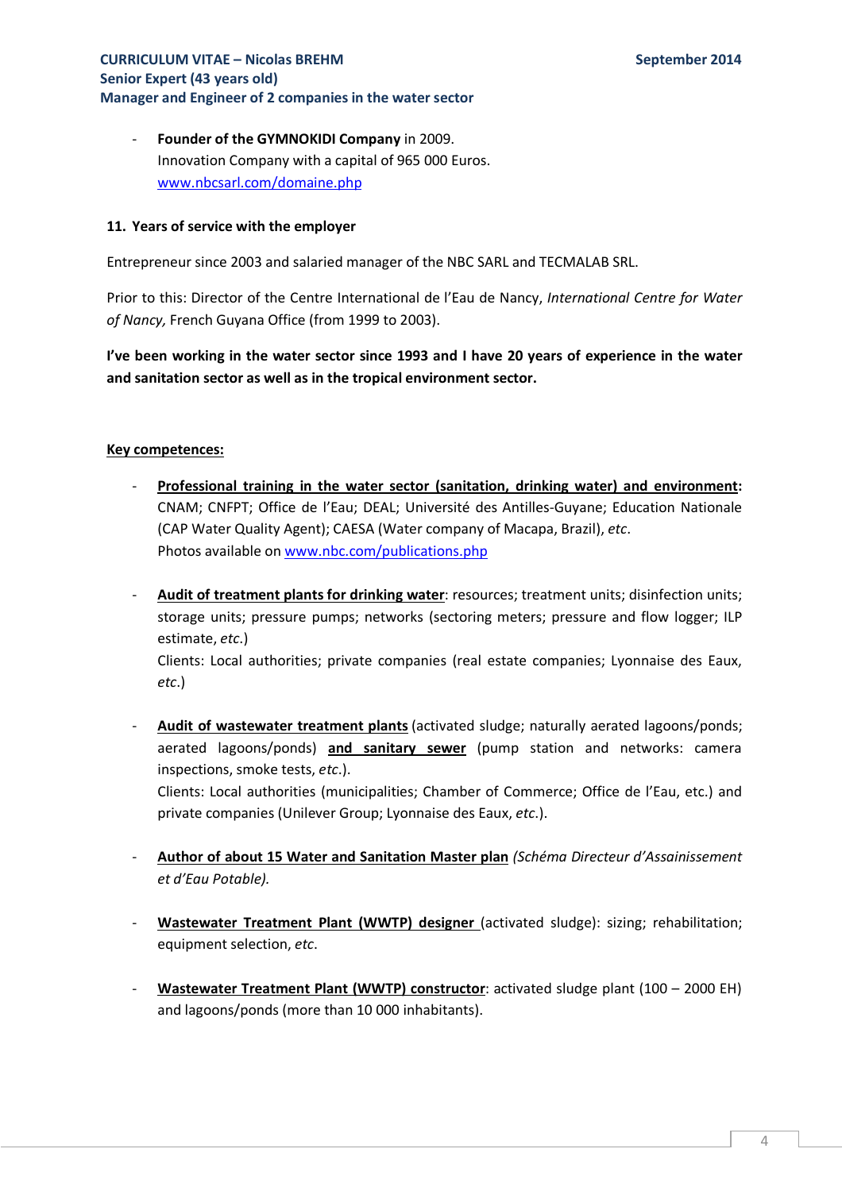- **Founder of the GYMNOKIDI Company** in 2009.
  Innovation Company with a capital of 965 000 Euros.
  [www.nbcsarl.com/domaine.php](www.nbcsarl.com/domaine.php)

### 11. Years of service with the employer

Entrepreneur since 2003 and salaried manager of the NBC SARL and TECMALAB SRL.

Prior to this: Director of the Centre International de l'Eau de Nancy, *International Centre for Water of Nancy,* French Guyana Office (from 1999 to 2003).

**I've been working in the water sector since 1993 and I have 20 years of experience in the water and sanitation sector as well as in the tropical environment sector.**

**<u>Key competences:</u>**

- **<u>Professional training in the water sector (sanitation, drinking water) and environment</u>:** CNAM; CNFPT; Office de l'Eau; DEAL; Université des Antilles-Guyane; Education Nationale (CAP Water Quality Agent); CAESA (Water company of Macapa, Brazil), *etc*.
  Photos available on [www.nbc.com/publications.php](www.nbc.com/publications.php)

- **<u>Audit of treatment plants for drinking water</u>**: resources; treatment units; disinfection units; storage units; pressure pumps; networks (sectoring meters; pressure and flow logger; ILP estimate, *etc*.)
  Clients: Local authorities; private companies (real estate companies; Lyonnaise des Eaux, *etc*.)

- **<u>Audit of wastewater treatment plants</u>** (activated sludge; naturally aerated lagoons/ponds; aerated lagoons/ponds) **<u>and sanitary sewer</u>** (pump station and networks: camera inspections, smoke tests, *etc*.).
  Clients: Local authorities (municipalities; Chamber of Commerce; Office de l'Eau, etc.) and private companies (Unilever Group; Lyonnaise des Eaux, *etc*.).

- **<u>Author of about 15 Water and Sanitation Master plan</u>** *(Schéma Directeur d'Assainissement et d'Eau Potable).*

- **<u>Wastewater Treatment Plant (WWTP) designer</u>** (activated sludge): sizing; rehabilitation; equipment selection, *etc*.

- **<u>Wastewater Treatment Plant (WWTP) constructor</u>**: activated sludge plant (100 – 2000 EH) and lagoons/ponds (more than 10 000 inhabitants).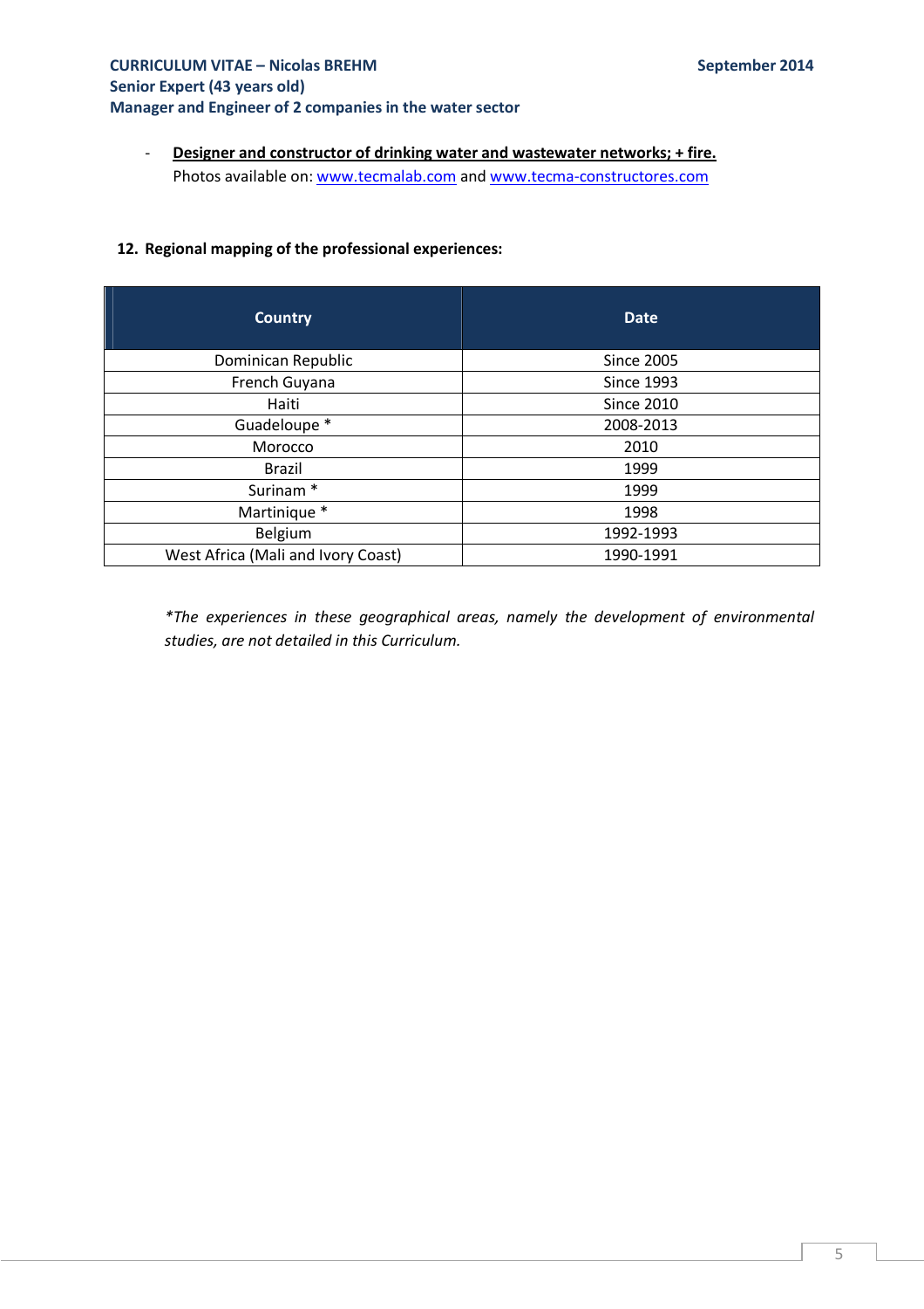- **Designer and constructor of drinking water and wastewater networks; + fire.**
  Photos available on: www.tecmalab.com and www.tecma-constructores.com

## 12. Regional mapping of the professional experiences:

| Country | Date |
|---|---|
| Dominican Republic | Since 2005 |
| French Guyana | Since 1993 |
| Haiti | Since 2010 |
| Guadeloupe * | 2008-2013 |
| Morocco | 2010 |
| Brazil | 1999 |
| Surinam * | 1999 |
| Martinique * | 1998 |
| Belgium | 1992-1993 |
| West Africa (Mali and Ivory Coast) | 1990-1991 |

*\*The experiences in these geographical areas, namely the development of environmental studies, are not detailed in this Curriculum.*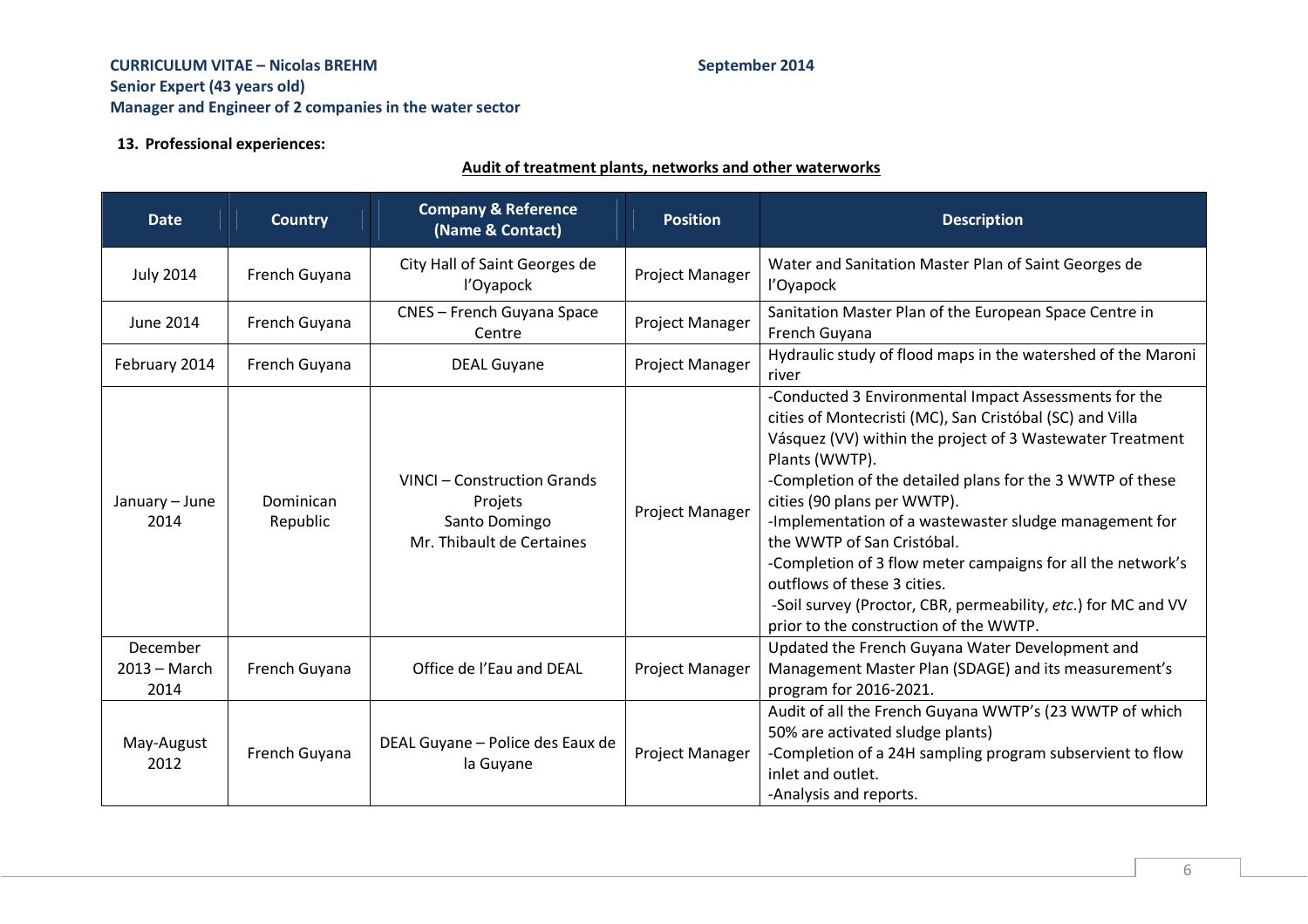**CURRICULUM VITAE – Nicolas BREHM** **September 2014**
**Senior Expert (43 years old)**
**Manager and Engineer of 2 companies in the water sector**

**13. Professional experiences:**

## Audit of treatment plants, networks and other waterworks

| Date | Country | Company & Reference (Name & Contact) | Position | Description |
|---|---|---|---|---|
| July 2014 | French Guyana | City Hall of Saint Georges de l'Oyapock | Project Manager | Water and Sanitation Master Plan of Saint Georges de l'Oyapock |
| June 2014 | French Guyana | CNES – French Guyana Space Centre | Project Manager | Sanitation Master Plan of the European Space Centre in French Guyana |
| February 2014 | French Guyana | DEAL Guyane | Project Manager | Hydraulic study of flood maps in the watershed of the Maroni river |
| January – June 2014 | Dominican Republic | VINCI – Construction Grands Projets<br>Santo Domingo<br>Mr. Thibault de Certaines | Project Manager | -Conducted 3 Environmental Impact Assessments for the cities of Montecristi (MC), San Cristóbal (SC) and Villa Vásquez (VV) within the project of 3 Wastewater Treatment Plants (WWTP).<br>-Completion of the detailed plans for the 3 WWTP of these cities (90 plans per WWTP).<br>-Implementation of a wastewaster sludge management for the WWTP of San Cristóbal.<br>-Completion of 3 flow meter campaigns for all the network's outflows of these 3 cities.<br>-Soil survey (Proctor, CBR, permeability, *etc.*) for MC and VV prior to the construction of the WWTP. |
| December 2013 – March 2014 | French Guyana | Office de l'Eau and DEAL | Project Manager | Updated the French Guyana Water Development and Management Master Plan (SDAGE) and its measurement's program for 2016-2021. |
| May-August 2012 | French Guyana | DEAL Guyane – Police des Eaux de la Guyane | Project Manager | Audit of all the French Guyana WWTP's (23 WWTP of which 50% are activated sludge plants)<br>-Completion of a 24H sampling program subservient to flow inlet and outlet.<br>-Analysis and reports. |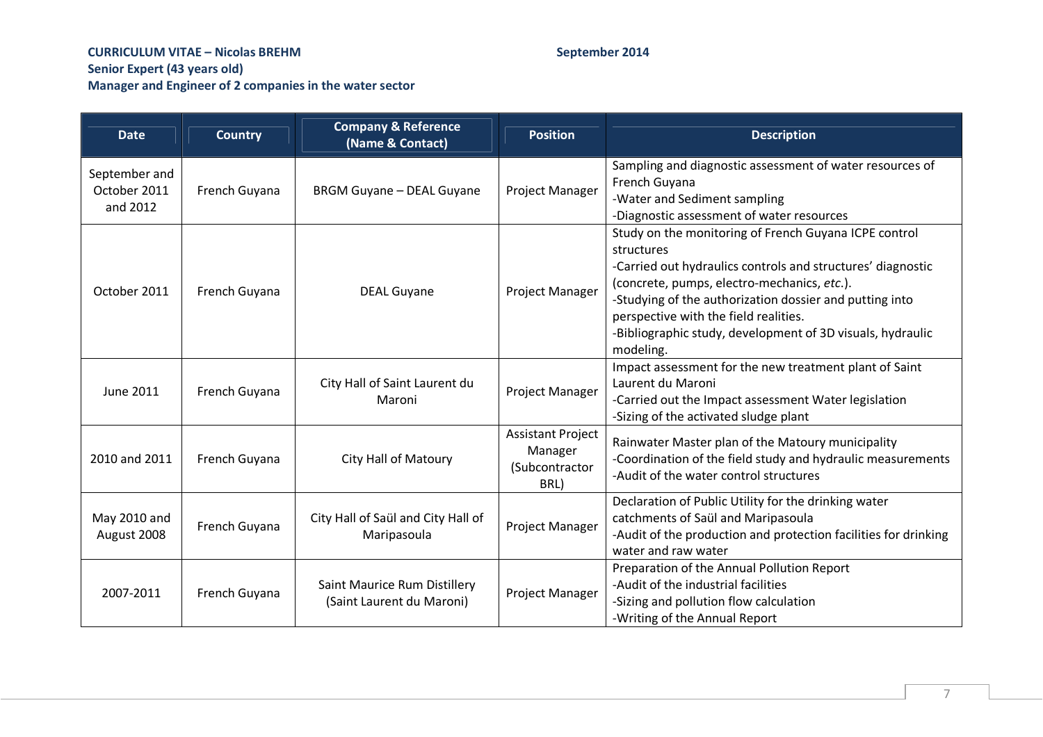**CURRICULUM VITAE – Nicolas BREHM** **September 2014**
**Senior Expert (43 years old)**
**Manager and Engineer of 2 companies in the water sector**

| Date | Country | Company & Reference (Name & Contact) | Position | Description |
|---|---|---|---|---|
| September and October 2011 and 2012 | French Guyana | BRGM Guyane – DEAL Guyane | Project Manager | Sampling and diagnostic assessment of water resources of French Guyana<br>-Water and Sediment sampling<br>-Diagnostic assessment of water resources |
| October 2011 | French Guyana | DEAL Guyane | Project Manager | Study on the monitoring of French Guyana ICPE control structures<br>-Carried out hydraulics controls and structures' diagnostic (concrete, pumps, electro-mechanics, *etc.*).<br>-Studying of the authorization dossier and putting into perspective with the field realities.<br>-Bibliographic study, development of 3D visuals, hydraulic modeling. |
| June 2011 | French Guyana | City Hall of Saint Laurent du Maroni | Project Manager | Impact assessment for the new treatment plant of Saint Laurent du Maroni<br>-Carried out the Impact assessment Water legislation<br>-Sizing of the activated sludge plant |
| 2010 and 2011 | French Guyana | City Hall of Matoury | Assistant Project Manager (Subcontractor BRL) | Rainwater Master plan of the Matoury municipality<br>-Coordination of the field study and hydraulic measurements<br>-Audit of the water control structures |
| May 2010 and August 2008 | French Guyana | City Hall of Saül and City Hall of Maripasoula | Project Manager | Declaration of Public Utility for the drinking water catchments of Saül and Maripasoula<br>-Audit of the production and protection facilities for drinking water and raw water |
| 2007-2011 | French Guyana | Saint Maurice Rum Distillery (Saint Laurent du Maroni) | Project Manager | Preparation of the Annual Pollution Report<br>-Audit of the industrial facilities<br>-Sizing and pollution flow calculation<br>-Writing of the Annual Report |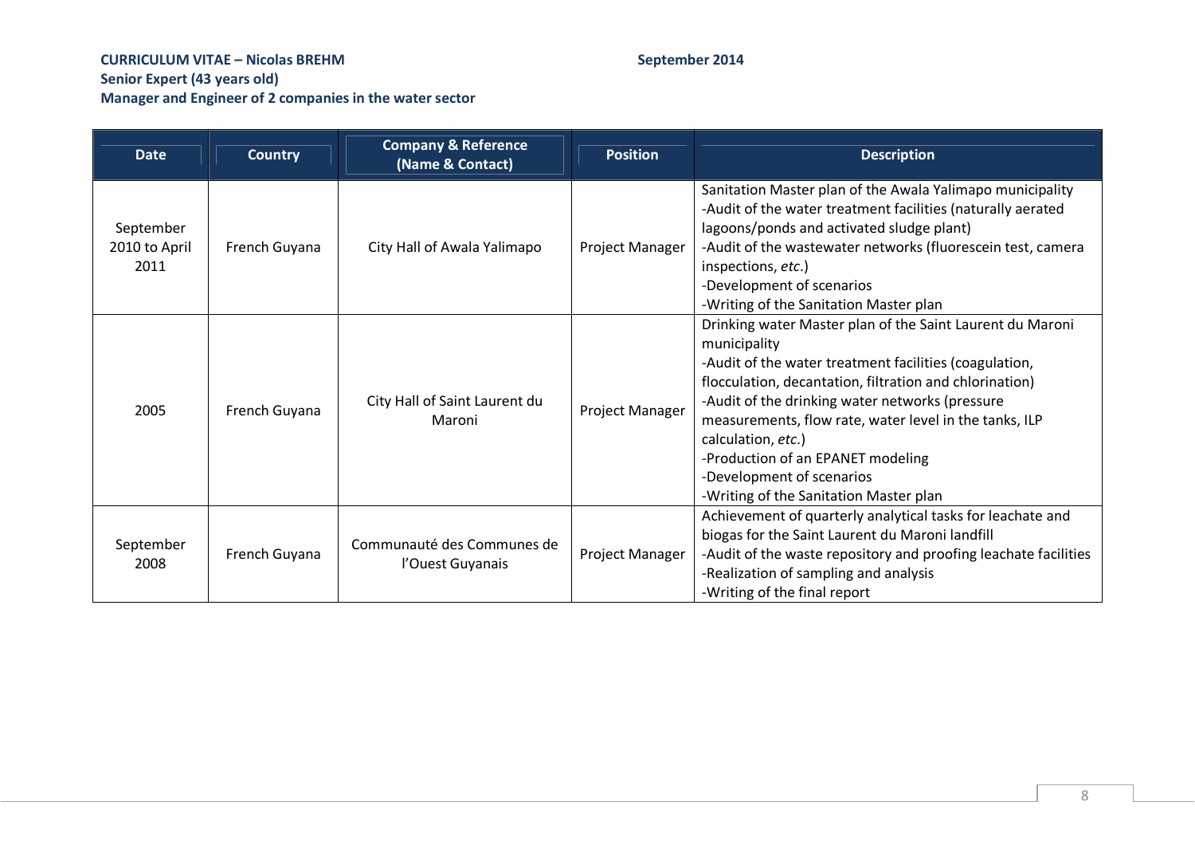**CURRICULUM VITAE – Nicolas BREHM** **September 2014**
**Senior Expert (43 years old)**
**Manager and Engineer of 2 companies in the water sector**

| Date | Country | Company & Reference (Name & Contact) | Position | Description |
|---|---|---|---|---|
| September 2010 to April 2011 | French Guyana | City Hall of Awala Yalimapo | Project Manager | Sanitation Master plan of the Awala Yalimapo municipality<br>-Audit of the water treatment facilities (naturally aerated lagoons/ponds and activated sludge plant)<br>-Audit of the wastewater networks (fluorescein test, camera inspections, *etc.*)<br>-Development of scenarios<br>-Writing of the Sanitation Master plan |
| 2005 | French Guyana | City Hall of Saint Laurent du Maroni | Project Manager | Drinking water Master plan of the Saint Laurent du Maroni municipality<br>-Audit of the water treatment facilities (coagulation, flocculation, decantation, filtration and chlorination)<br>-Audit of the drinking water networks (pressure measurements, flow rate, water level in the tanks, ILP calculation, *etc.*)<br>-Production of an EPANET modeling<br>-Development of scenarios<br>-Writing of the Sanitation Master plan |
| September 2008 | French Guyana | Communauté des Communes de l'Ouest Guyanais | Project Manager | Achievement of quarterly analytical tasks for leachate and biogas for the Saint Laurent du Maroni landfill<br>-Audit of the waste repository and proofing leachate facilities<br>-Realization of sampling and analysis<br>-Writing of the final report |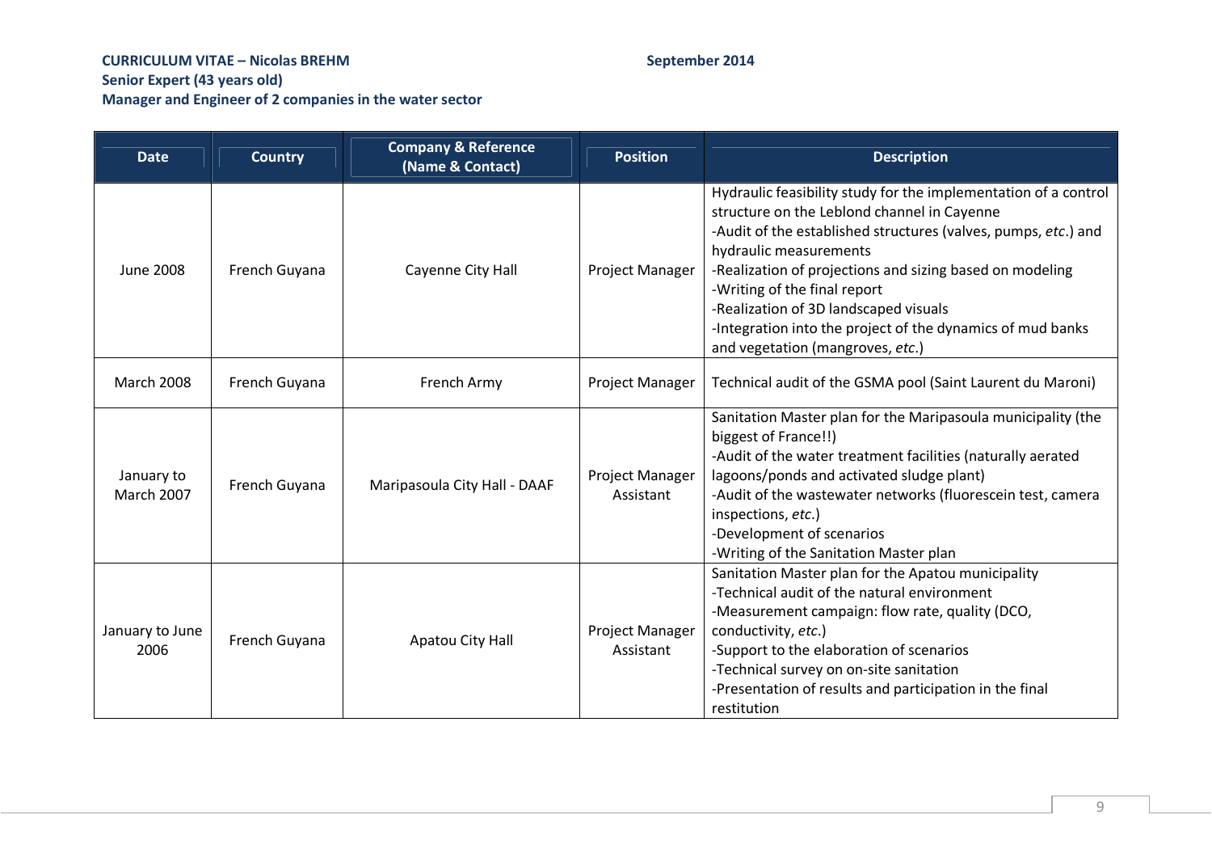**CURRICULUM VITAE – Nicolas BREHM** **September 2014**
**Senior Expert (43 years old)**
**Manager and Engineer of 2 companies in the water sector**

| Date | Country | Company & Reference (Name & Contact) | Position | Description |
|---|---|---|---|---|
| June 2008 | French Guyana | Cayenne City Hall | Project Manager | Hydraulic feasibility study for the implementation of a control structure on the Leblond channel in Cayenne<br>-Audit of the established structures (valves, pumps, *etc.*) and hydraulic measurements<br>-Realization of projections and sizing based on modeling<br>-Writing of the final report<br>-Realization of 3D landscaped visuals<br>-Integration into the project of the dynamics of mud banks and vegetation (mangroves, *etc.*) |
| March 2008 | French Guyana | French Army | Project Manager | Technical audit of the GSMA pool (Saint Laurent du Maroni) |
| January to March 2007 | French Guyana | Maripasoula City Hall - DAAF | Project Manager Assistant | Sanitation Master plan for the Maripasoula municipality (the biggest of France!!)<br>-Audit of the water treatment facilities (naturally aerated lagoons/ponds and activated sludge plant)<br>-Audit of the wastewater networks (fluorescein test, camera inspections, *etc.*)<br>-Development of scenarios<br>-Writing of the Sanitation Master plan |
| January to June 2006 | French Guyana | Apatou City Hall | Project Manager Assistant | Sanitation Master plan for the Apatou municipality<br>-Technical audit of the natural environment<br>-Measurement campaign: flow rate, quality (DCO, conductivity, *etc.*)<br>-Support to the elaboration of scenarios<br>-Technical survey on on-site sanitation<br>-Presentation of results and participation in the final restitution |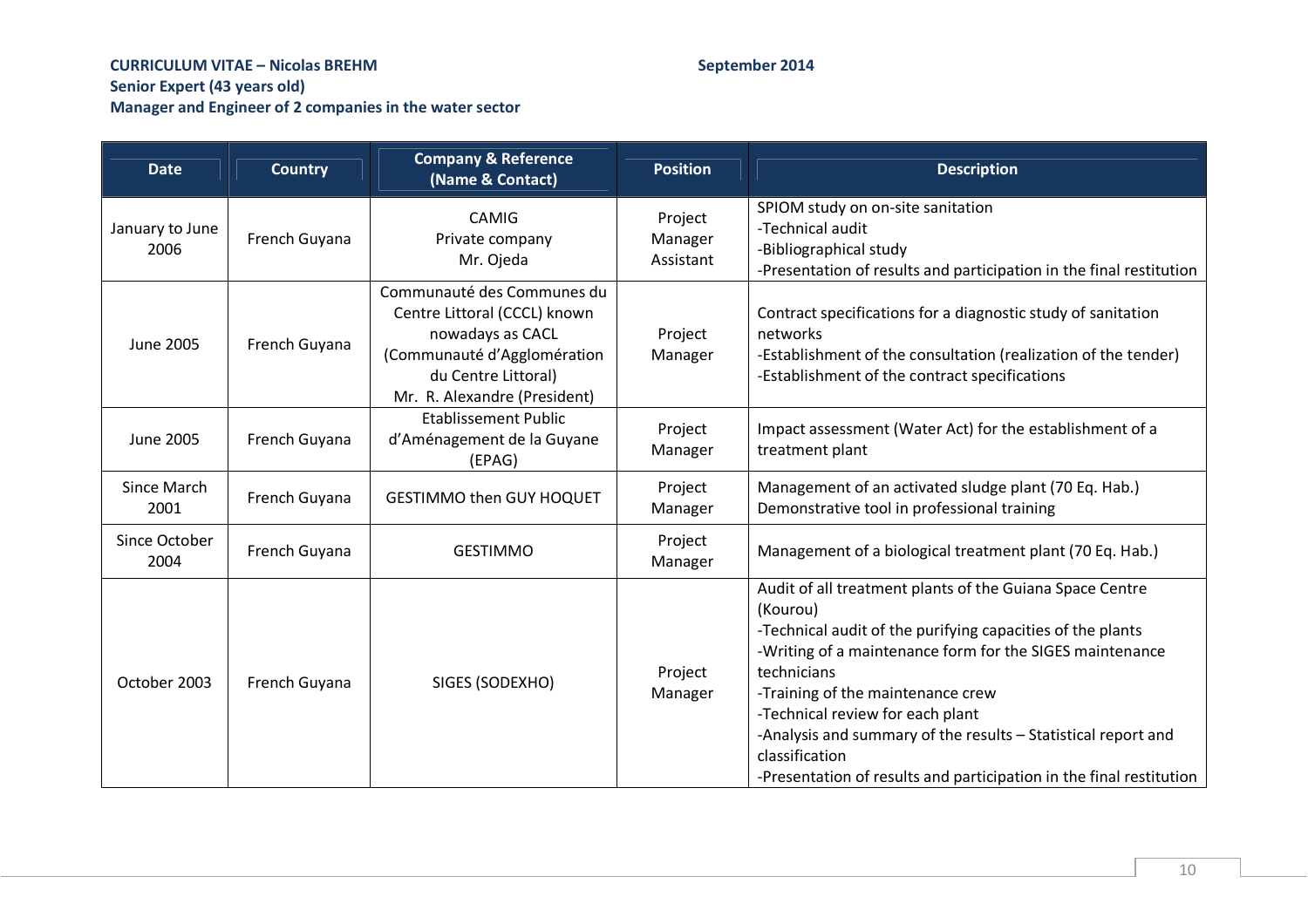**CURRICULUM VITAE – Nicolas BREHM** **September 2014**
**Senior Expert (43 years old)**
**Manager and Engineer of 2 companies in the water sector**

| Date | Country | Company & Reference (Name & Contact) | Position | Description |
|---|---|---|---|---|
| January to June 2006 | French Guyana | CAMIG<br>Private company<br>Mr. Ojeda | Project Manager Assistant | SPIOM study on on-site sanitation<br>-Technical audit<br>-Bibliographical study<br>-Presentation of results and participation in the final restitution |
| June 2005 | French Guyana | Communauté des Communes du Centre Littoral (CCCL) known nowadays as CACL (Communauté d'Agglomération du Centre Littoral)<br>Mr. R. Alexandre (President) | Project Manager | Contract specifications for a diagnostic study of sanitation networks<br>-Establishment of the consultation (realization of the tender)<br>-Establishment of the contract specifications |
| June 2005 | French Guyana | Etablissement Public d'Aménagement de la Guyane (EPAG) | Project Manager | Impact assessment (Water Act) for the establishment of a treatment plant |
| Since March 2001 | French Guyana | GESTIMMO then GUY HOQUET | Project Manager | Management of an activated sludge plant (70 Eq. Hab.)<br>Demonstrative tool in professional training |
| Since October 2004 | French Guyana | GESTIMMO | Project Manager | Management of a biological treatment plant (70 Eq. Hab.) |
| October 2003 | French Guyana | SIGES (SODEXHO) | Project Manager | Audit of all treatment plants of the Guiana Space Centre (Kourou)<br>-Technical audit of the purifying capacities of the plants<br>-Writing of a maintenance form for the SIGES maintenance technicians<br>-Training of the maintenance crew<br>-Technical review for each plant<br>-Analysis and summary of the results – Statistical report and classification<br>-Presentation of results and participation in the final restitution |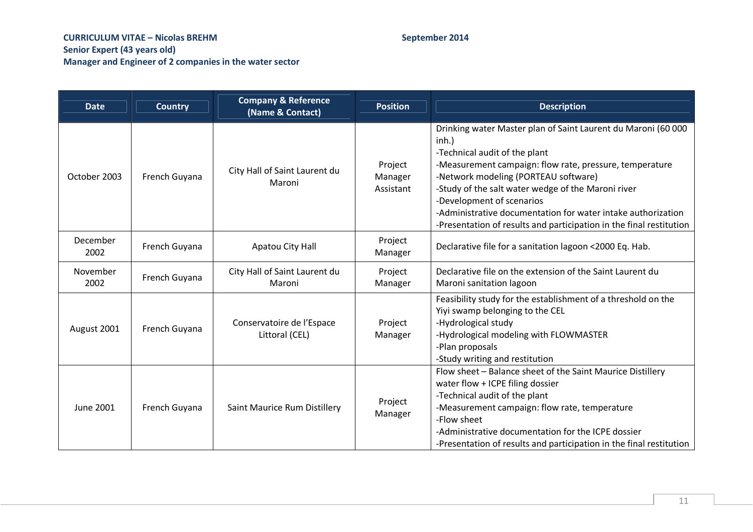**CURRICULUM VITAE – Nicolas BREHM** **September 2014**
**Senior Expert (43 years old)**
**Manager and Engineer of 2 companies in the water sector**

| Date | Country | Company & Reference (Name & Contact) | Position | Description |
|---|---|---|---|---|
| October 2003 | French Guyana | City Hall of Saint Laurent du Maroni | Project Manager Assistant | Drinking water Master plan of Saint Laurent du Maroni (60 000 inh.)<br>-Technical audit of the plant<br>-Measurement campaign: flow rate, pressure, temperature<br>-Network modeling (PORTEAU software)<br>-Study of the salt water wedge of the Maroni river<br>-Development of scenarios<br>-Administrative documentation for water intake authorization<br>-Presentation of results and participation in the final restitution |
| December 2002 | French Guyana | Apatou City Hall | Project Manager | Declarative file for a sanitation lagoon <2000 Eq. Hab. |
| November 2002 | French Guyana | City Hall of Saint Laurent du Maroni | Project Manager | Declarative file on the extension of the Saint Laurent du Maroni sanitation lagoon |
| August 2001 | French Guyana | Conservatoire de l'Espace Littoral (CEL) | Project Manager | Feasibility study for the establishment of a threshold on the Yiyi swamp belonging to the CEL<br>-Hydrological study<br>-Hydrological modeling with FLOWMASTER<br>-Plan proposals<br>-Study writing and restitution |
| June 2001 | French Guyana | Saint Maurice Rum Distillery | Project Manager | Flow sheet – Balance sheet of the Saint Maurice Distillery water flow + ICPE filing dossier<br>-Technical audit of the plant<br>-Measurement campaign: flow rate, temperature<br>-Flow sheet<br>-Administrative documentation for the ICPE dossier<br>-Presentation of results and participation in the final restitution |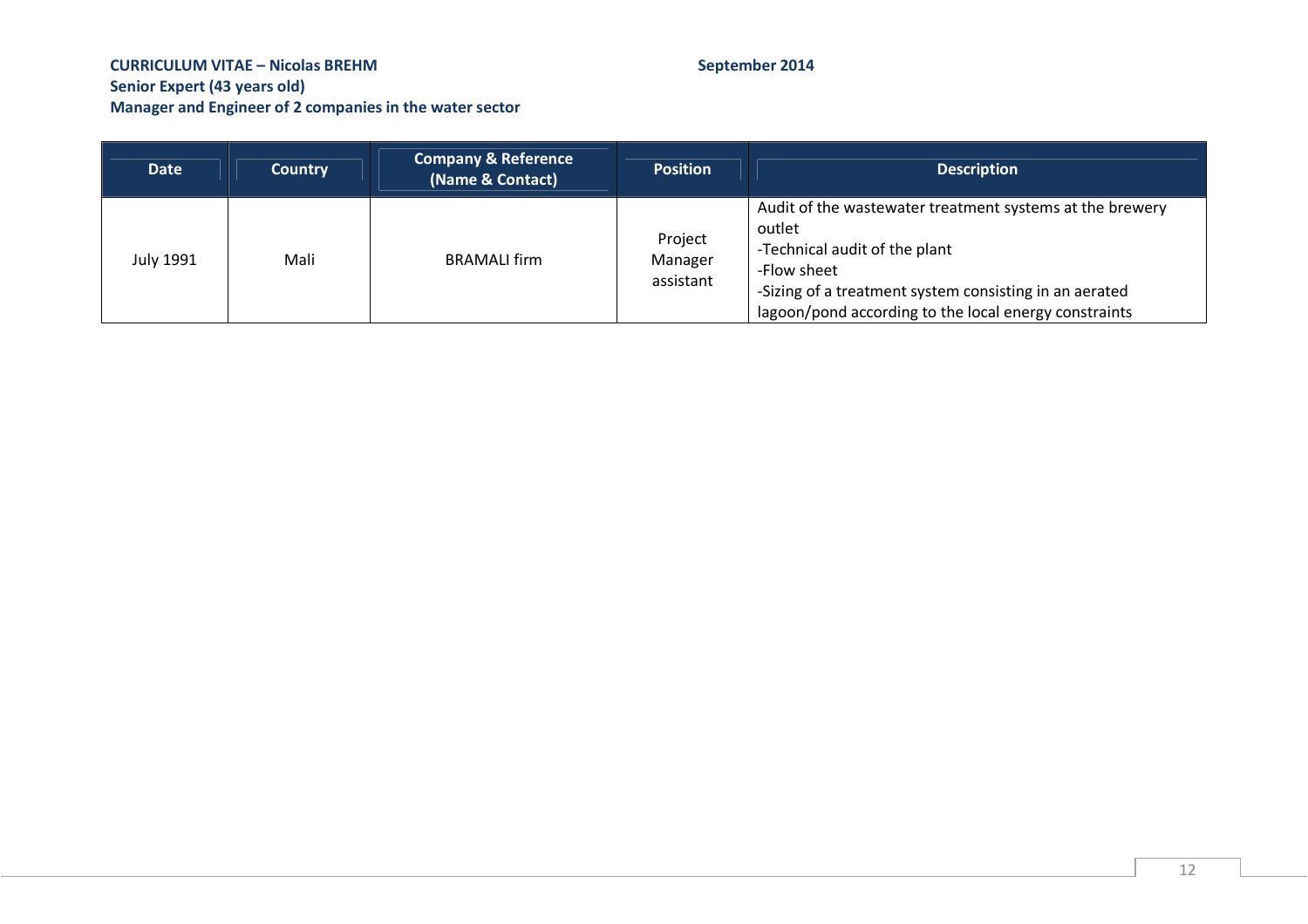**CURRICULUM VITAE – Nicolas BREHM** **September 2014**
**Senior Expert (43 years old)**
**Manager and Engineer of 2 companies in the water sector**

| Date | Country | Company & Reference (Name & Contact) | Position | Description |
|---|---|---|---|---|
| July 1991 | Mali | BRAMALI firm | Project Manager assistant | Audit of the wastewater treatment systems at the brewery outlet<br>-Technical audit of the plant<br>-Flow sheet<br>-Sizing of a treatment system consisting in an aerated lagoon/pond according to the local energy constraints |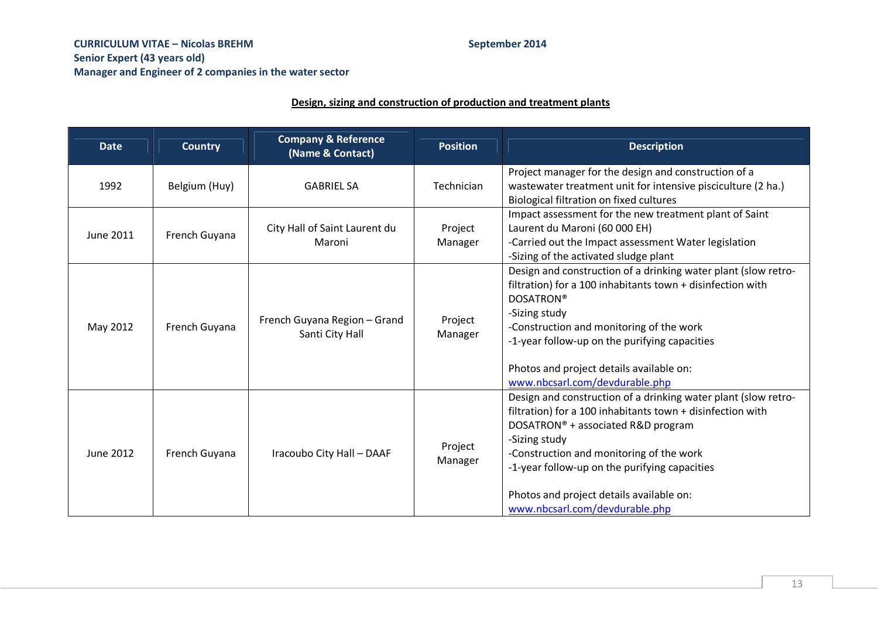**CURRICULUM VITAE – Nicolas BREHM** **September 2014**
**Senior Expert (43 years old)**
**Manager and Engineer of 2 companies in the water sector**

## Design, sizing and construction of production and treatment plants

| Date | Country | Company & Reference (Name & Contact) | Position | Description |
|---|---|---|---|---|
| 1992 | Belgium (Huy) | GABRIEL SA | Technician | Project manager for the design and construction of a wastewater treatment unit for intensive pisciculture (2 ha.)<br>Biological filtration on fixed cultures |
| June 2011 | French Guyana | City Hall of Saint Laurent du Maroni | Project Manager | Impact assessment for the new treatment plant of Saint Laurent du Maroni (60 000 EH)<br>-Carried out the Impact assessment Water legislation<br>-Sizing of the activated sludge plant |
| May 2012 | French Guyana | French Guyana Region – Grand Santi City Hall | Project Manager | Design and construction of a drinking water plant (slow retro-filtration) for a 100 inhabitants town + disinfection with DOSATRON®<br>-Sizing study<br>-Construction and monitoring of the work<br>-1-year follow-up on the purifying capacities<br><br>Photos and project details available on: www.nbcsarl.com/devdurable.php |
| June 2012 | French Guyana | Iracoubo City Hall – DAAF | Project Manager | Design and construction of a drinking water plant (slow retro-filtration) for a 100 inhabitants town + disinfection with DOSATRON® + associated R&D program<br>-Sizing study<br>-Construction and monitoring of the work<br>-1-year follow-up on the purifying capacities<br><br>Photos and project details available on: www.nbcsarl.com/devdurable.php |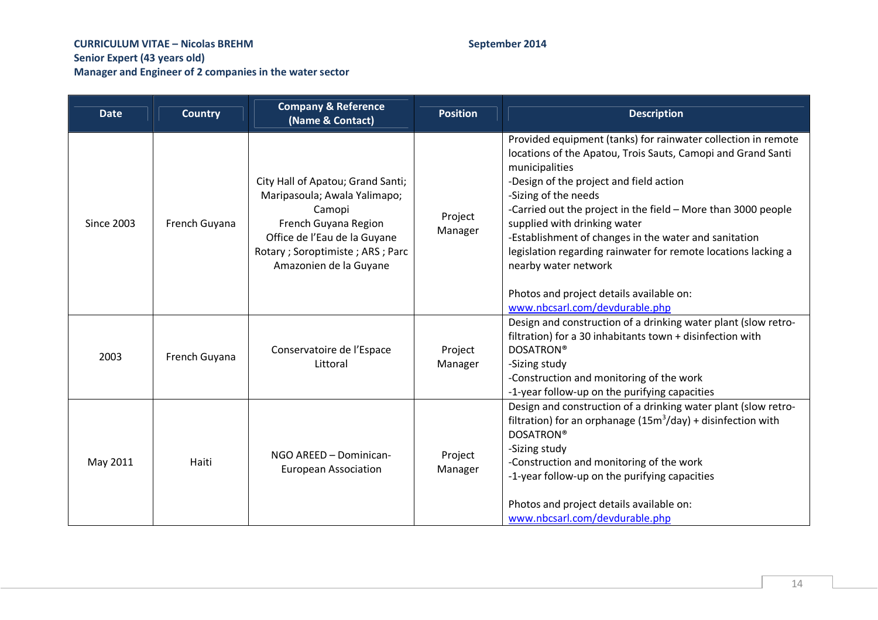**CURRICULUM VITAE – Nicolas BREHM** **September 2014**
**Senior Expert (43 years old)**
**Manager and Engineer of 2 companies in the water sector**

| Date | Country | Company & Reference (Name & Contact) | Position | Description |
|---|---|---|---|---|
| Since 2003 | French Guyana | City Hall of Apatou; Grand Santi; Maripasoula; Awala Yalimapo; Camopi<br>French Guyana Region<br>Office de l'Eau de la Guyane<br>Rotary ; Soroptimiste ; ARS ; Parc Amazonien de la Guyane | Project Manager | Provided equipment (tanks) for rainwater collection in remote locations of the Apatou, Trois Sauts, Camopi and Grand Santi municipalities<br>-Design of the project and field action<br>-Sizing of the needs<br>-Carried out the project in the field – More than 3000 people supplied with drinking water<br>-Establishment of changes in the water and sanitation legislation regarding rainwater for remote locations lacking a nearby water network<br><br>Photos and project details available on:<br>www.nbcsarl.com/devdurable.php |
| 2003 | French Guyana | Conservatoire de l'Espace Littoral | Project Manager | Design and construction of a drinking water plant (slow retro-filtration) for a 30 inhabitants town + disinfection with DOSATRON®<br>-Sizing study<br>-Construction and monitoring of the work<br>-1-year follow-up on the purifying capacities |
| May 2011 | Haiti | NGO AREED – Dominican-European Association | Project Manager | Design and construction of a drinking water plant (slow retro-filtration) for an orphanage (15m$^3$/day) + disinfection with DOSATRON®<br>-Sizing study<br>-Construction and monitoring of the work<br>-1-year follow-up on the purifying capacities<br><br>Photos and project details available on:<br>www.nbcsarl.com/devdurable.php |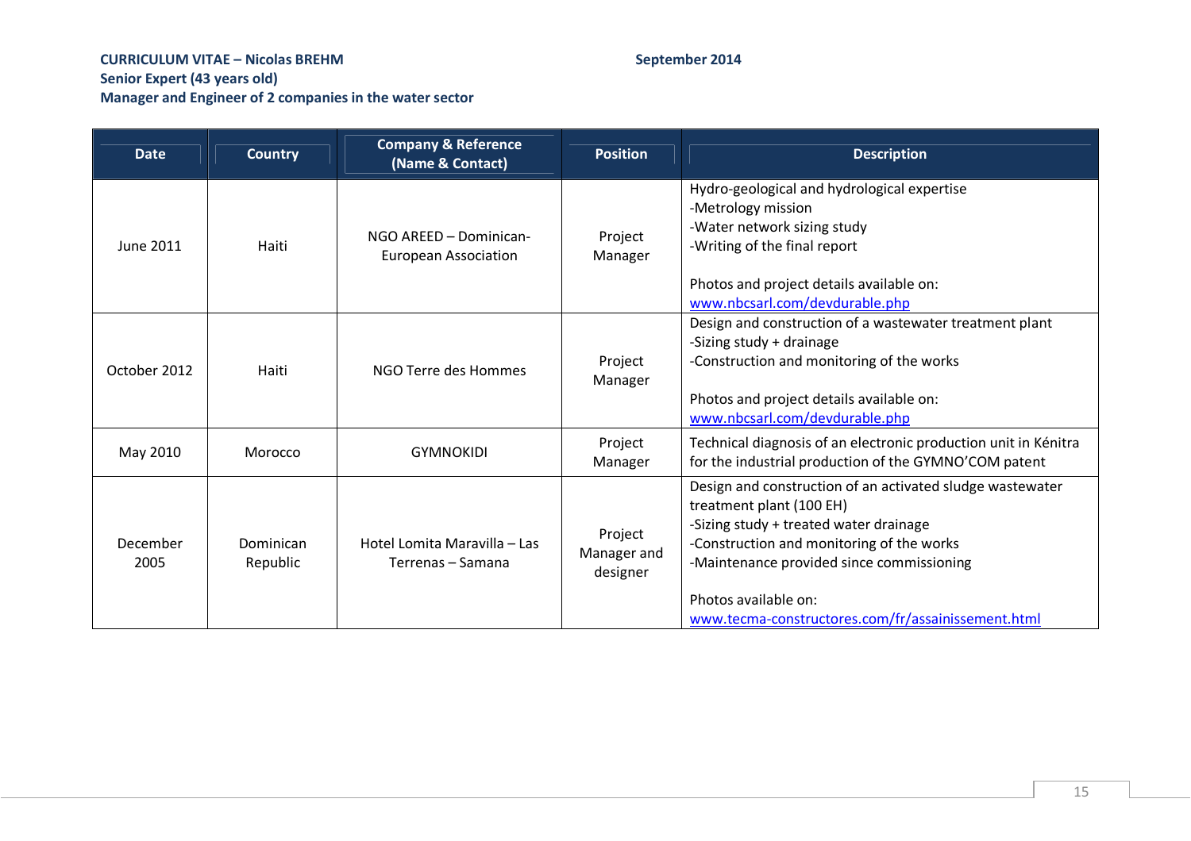**CURRICULUM VITAE – Nicolas BREHM** **September 2014**
**Senior Expert (43 years old)**
**Manager and Engineer of 2 companies in the water sector**

| Date | Country | Company & Reference (Name & Contact) | Position | Description |
|---|---|---|---|---|
| June 2011 | Haiti | NGO AREED – Dominican-European Association | Project Manager | Hydro-geological and hydrological expertise<br>-Metrology mission<br>-Water network sizing study<br>-Writing of the final report<br><br>Photos and project details available on:<br>www.nbcsarl.com/devdurable.php |
| October 2012 | Haiti | NGO Terre des Hommes | Project Manager | Design and construction of a wastewater treatment plant<br>-Sizing study + drainage<br>-Construction and monitoring of the works<br><br>Photos and project details available on:<br>www.nbcsarl.com/devdurable.php |
| May 2010 | Morocco | GYMNOKIDI | Project Manager | Technical diagnosis of an electronic production unit in Kénitra for the industrial production of the GYMNO'COM patent |
| December 2005 | Dominican Republic | Hotel Lomita Maravilla – Las Terrenas – Samana | Project Manager and designer | Design and construction of an activated sludge wastewater treatment plant (100 EH)<br>-Sizing study + treated water drainage<br>-Construction and monitoring of the works<br>-Maintenance provided since commissioning<br><br>Photos available on:<br>www.tecma-constructores.com/fr/assainissement.html |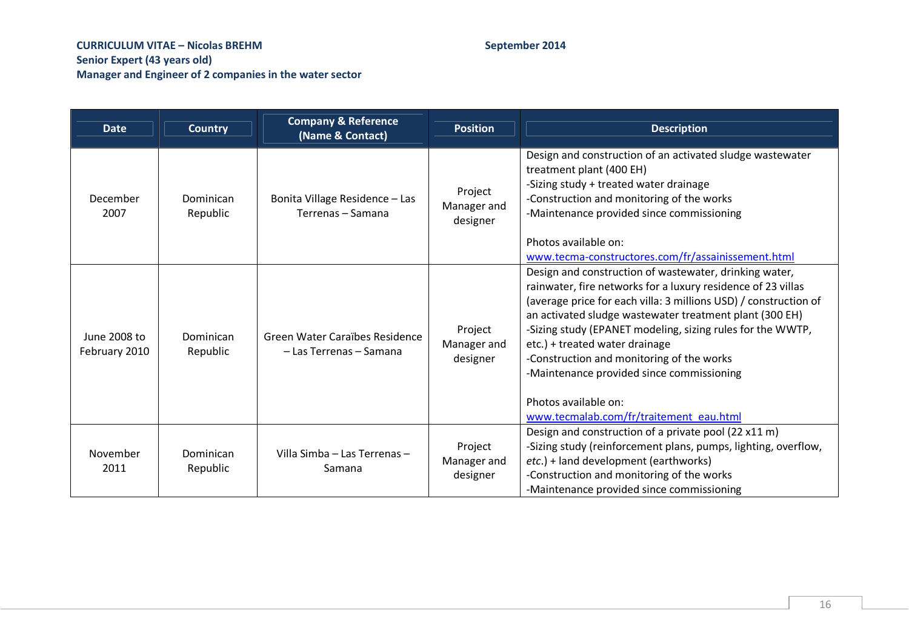| Date | Country | Company & Reference (Name & Contact) | Position | Description |
|---|---|---|---|---|
| December 2007 | Dominican Republic | Bonita Village Residence – Las Terrenas – Samana | Project Manager and designer | Design and construction of an activated sludge wastewater treatment plant (400 EH)<br>-Sizing study + treated water drainage<br>-Construction and monitoring of the works<br>-Maintenance provided since commissioning<br><br>Photos available on:<br>www.tecma-constructores.com/fr/assainissement.html |
| June 2008 to February 2010 | Dominican Republic | Green Water Caraïbes Residence – Las Terrenas – Samana | Project Manager and designer | Design and construction of wastewater, drinking water, rainwater, fire networks for a luxury residence of 23 villas (average price for each villa: 3 millions USD) / construction of an activated sludge wastewater treatment plant (300 EH)<br>-Sizing study (EPANET modeling, sizing rules for the WWTP, etc.) + treated water drainage<br>-Construction and monitoring of the works<br>-Maintenance provided since commissioning<br><br>Photos available on:<br>www.tecmalab.com/fr/traitement_eau.html |
| November 2011 | Dominican Republic | Villa Simba – Las Terrenas – Samana | Project Manager and designer | Design and construction of a private pool (22 x11 m)<br>-Sizing study (reinforcement plans, pumps, lighting, overflow, *etc.*) + land development (earthworks)<br>-Construction and monitoring of the works<br>-Maintenance provided since commissioning |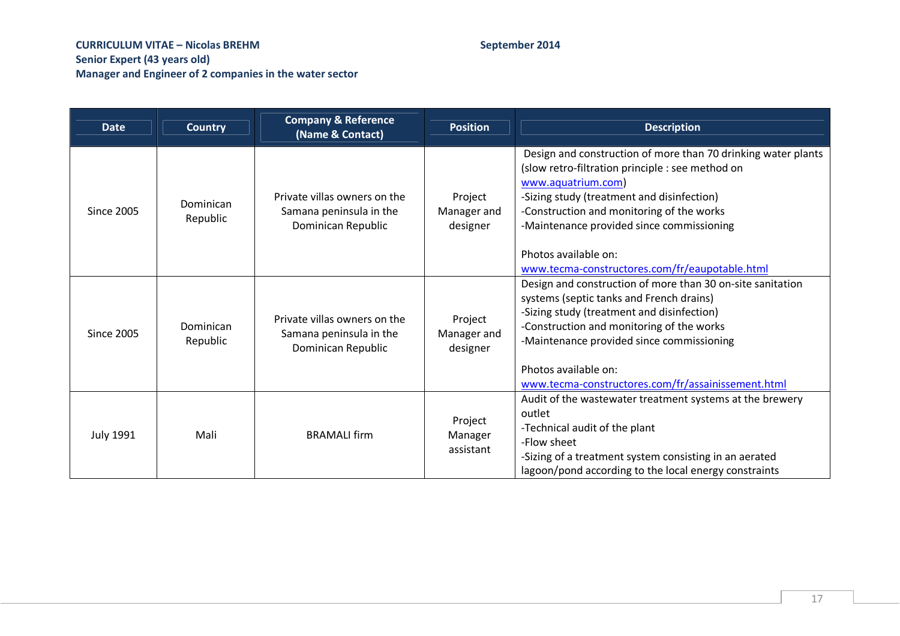**CURRICULUM VITAE – Nicolas BREHM** September 2014
**Senior Expert (43 years old)**
**Manager and Engineer of 2 companies in the water sector**

| Date | Country | Company & Reference (Name & Contact) | Position | Description |
|---|---|---|---|---|
| Since 2005 | Dominican Republic | Private villas owners on the Samana peninsula in the Dominican Republic | Project Manager and designer | Design and construction of more than 70 drinking water plants (slow retro-filtration principle : see method on www.aquatrium.com)<br>-Sizing study (treatment and disinfection)<br>-Construction and monitoring of the works<br>-Maintenance provided since commissioning<br><br>Photos available on:<br>www.tecma-constructores.com/fr/eaupotable.html |
| Since 2005 | Dominican Republic | Private villas owners on the Samana peninsula in the Dominican Republic | Project Manager and designer | Design and construction of more than 30 on-site sanitation systems (septic tanks and French drains)<br>-Sizing study (treatment and disinfection)<br>-Construction and monitoring of the works<br>-Maintenance provided since commissioning<br><br>Photos available on:<br>www.tecma-constructores.com/fr/assainissement.html |
| July 1991 | Mali | BRAMALI firm | Project Manager assistant | Audit of the wastewater treatment systems at the brewery outlet<br>-Technical audit of the plant<br>-Flow sheet<br>-Sizing of a treatment system consisting in an aerated lagoon/pond according to the local energy constraints |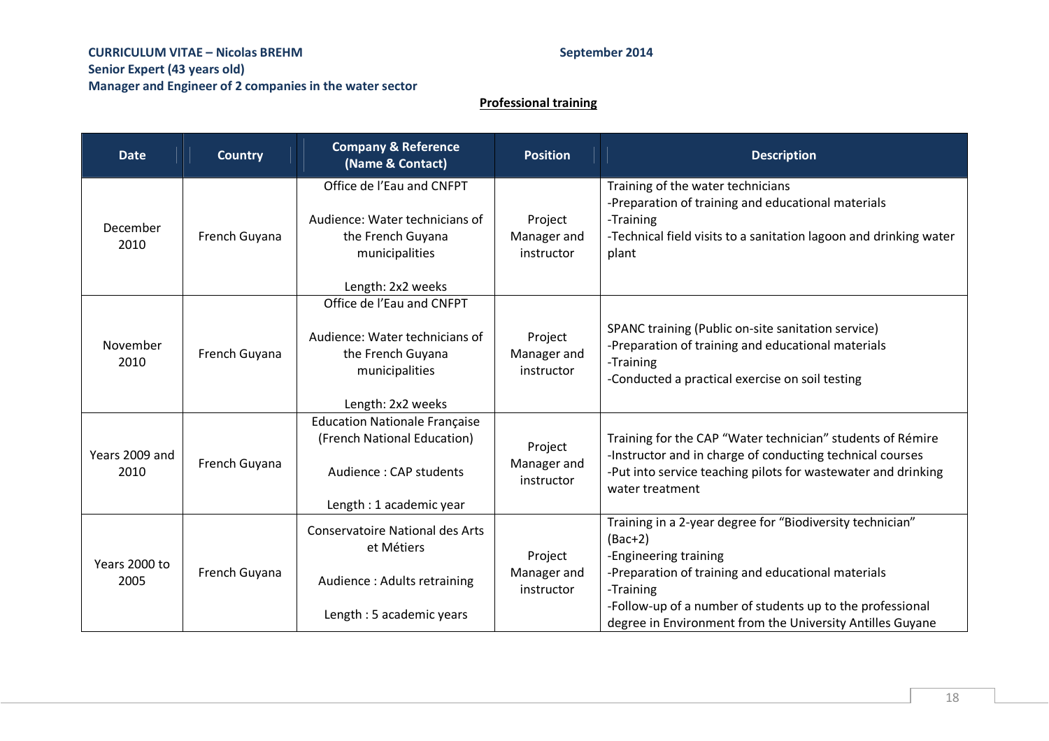**CURRICULUM VITAE – Nicolas BREHM**
**Senior Expert (43 years old)**
**Manager and Engineer of 2 companies in the water sector**

**September 2014**

## Professional training

| Date | Country | Company & Reference (Name & Contact) | Position | Description |
|---|---|---|---|---|
| December 2010 | French Guyana | Office de l'Eau and CNFPT<br><br>Audience: Water technicians of the French Guyana municipalities<br><br>Length: 2x2 weeks | Project Manager and instructor | Training of the water technicians<br>-Preparation of training and educational materials<br>-Training<br>-Technical field visits to a sanitation lagoon and drinking water plant |
| November 2010 | French Guyana | Office de l'Eau and CNFPT<br><br>Audience: Water technicians of the French Guyana municipalities<br><br>Length: 2x2 weeks | Project Manager and instructor | SPANC training (Public on-site sanitation service)<br>-Preparation of training and educational materials<br>-Training<br>-Conducted a practical exercise on soil testing |
| Years 2009 and 2010 | French Guyana | Education Nationale Française (French National Education)<br><br>Audience : CAP students<br><br>Length : 1 academic year | Project Manager and instructor | Training for the CAP "Water technician" students of Rémire<br>-Instructor and in charge of conducting technical courses<br>-Put into service teaching pilots for wastewater and drinking water treatment |
| Years 2000 to 2005 | French Guyana | Conservatoire National des Arts et Métiers<br><br>Audience : Adults retraining<br><br>Length : 5 academic years | Project Manager and instructor | Training in a 2-year degree for "Biodiversity technician" (Bac+2)<br>-Engineering training<br>-Preparation of training and educational materials<br>-Training<br>-Follow-up of a number of students up to the professional degree in Environment from the University Antilles Guyane |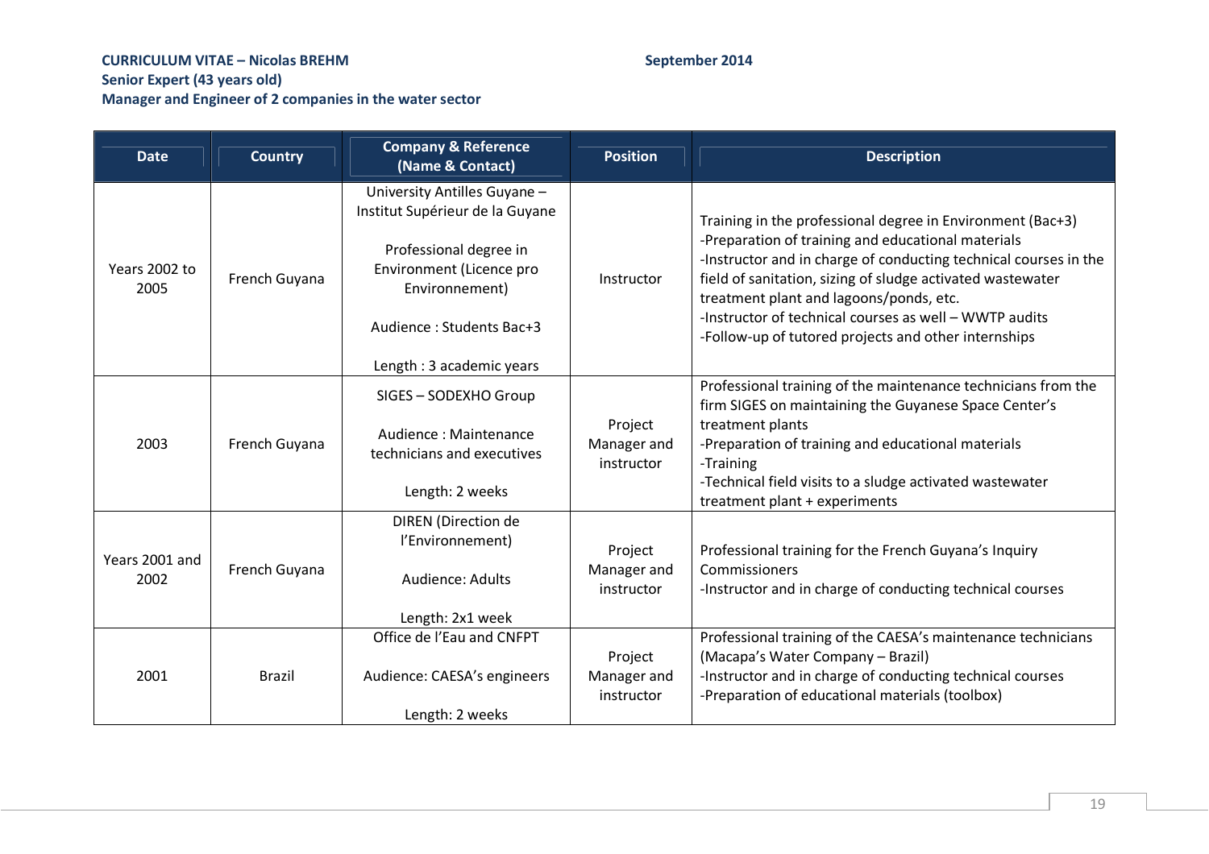**CURRICULUM VITAE – Nicolas BREHM** **September 2014**
**Senior Expert (43 years old)**
**Manager and Engineer of 2 companies in the water sector**

| Date | Country | Company & Reference (Name & Contact) | Position | Description |
|---|---|---|---|---|
| Years 2002 to 2005 | French Guyana | University Antilles Guyane – Institut Supérieur de la Guyane<br><br>Professional degree in Environment (Licence pro Environnement)<br><br>Audience : Students Bac+3<br><br>Length : 3 academic years | Instructor | Training in the professional degree in Environment (Bac+3)<br>-Preparation of training and educational materials<br>-Instructor and in charge of conducting technical courses in the field of sanitation, sizing of sludge activated wastewater treatment plant and lagoons/ponds, etc.<br>-Instructor of technical courses as well – WWTP audits<br>-Follow-up of tutored projects and other internships |
| 2003 | French Guyana | SIGES – SODEXHO Group<br><br>Audience : Maintenance technicians and executives<br><br>Length: 2 weeks | Project Manager and instructor | Professional training of the maintenance technicians from the firm SIGES on maintaining the Guyanese Space Center's treatment plants<br>-Preparation of training and educational materials<br>-Training<br>-Technical field visits to a sludge activated wastewater treatment plant + experiments |
| Years 2001 and 2002 | French Guyana | DIREN (Direction de l'Environnement)<br><br>Audience: Adults<br><br>Length: 2x1 week | Project Manager and instructor | Professional training for the French Guyana's Inquiry Commissioners<br>-Instructor and in charge of conducting technical courses |
| 2001 | Brazil | Office de l'Eau and CNFPT<br><br>Audience: CAESA's engineers<br><br>Length: 2 weeks | Project Manager and instructor | Professional training of the CAESA's maintenance technicians (Macapa's Water Company – Brazil)<br>-Instructor and in charge of conducting technical courses<br>-Preparation of educational materials (toolbox) |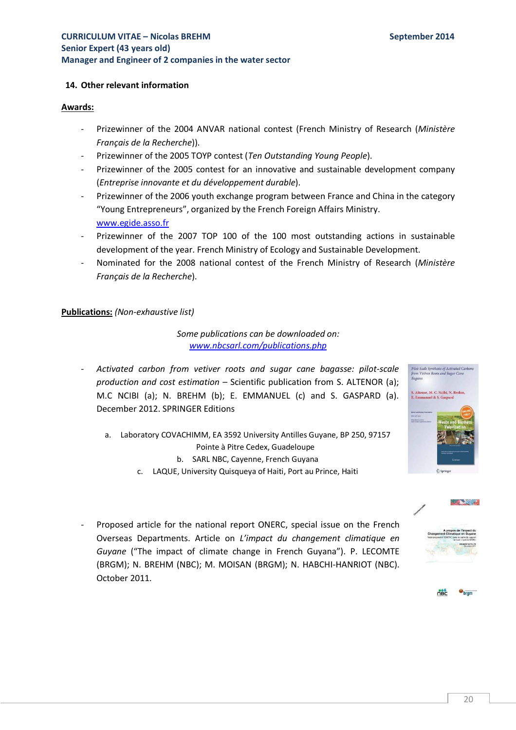## 14. Other relevant information

**Awards:**

- Prizewinner of the 2004 ANVAR national contest (French Ministry of Research (*Ministère Français de la Recherche*)).
- Prizewinner of the 2005 TOYP contest (*Ten Outstanding Young People*).
- Prizewinner of the 2005 contest for an innovative and sustainable development company (*Entreprise innovante et du développement durable*).
- Prizewinner of the 2006 youth exchange program between France and China in the category "Young Entrepreneurs", organized by the French Foreign Affairs Ministry. www.egide.asso.fr
- Prizewinner of the 2007 TOP 100 of the 100 most outstanding actions in sustainable development of the year. French Ministry of Ecology and Sustainable Development.
- Nominated for the 2008 national contest of the French Ministry of Research (*Ministère Français de la Recherche*).

**Publications:** *(Non-exhaustive list)*

*Some publications can be downloaded on:*
*www.nbcsarl.com/publications.php*

- *Activated carbon from vetiver roots and sugar cane bagasse: pilot-scale production and cost estimation* – Scientific publication from S. ALTENOR (a); M.C NCIBI (a); N. BREHM (b); E. EMMANUEL (c) and S. GASPARD (a). December 2012. SPRINGER Editions

  a. Laboratory COVACHIMM, EA 3592 University Antilles Guyane, BP 250, 97157 Pointe à Pitre Cedex, Guadeloupe
  b. SARL NBC, Cayenne, French Guyana
  c. LAQUE, University Quisqueya of Haiti, Port au Prince, Haiti

- Proposed article for the national report ONERC, special issue on the French Overseas Departments. Article on *L'impact du changement climatique en Guyane* ("The impact of climate change in French Guyana"). P. LECOMTE (BRGM); N. BREHM (NBC); M. MOISAN (BRGM); N. HABCHI-HANRIOT (NBC). October 2011.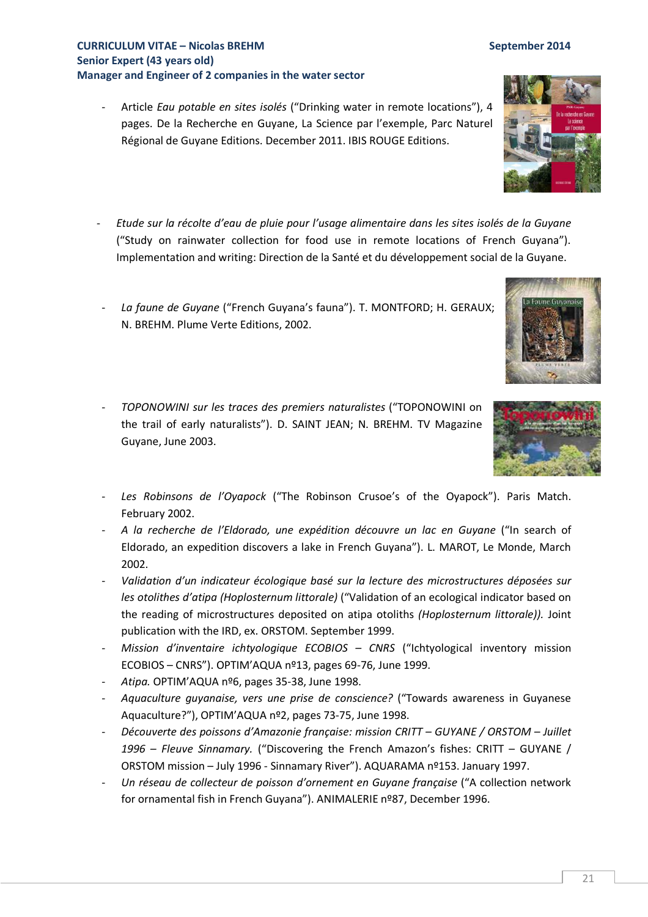- Article *Eau potable en sites isolés* ("Drinking water in remote locations"), 4 pages. De la Recherche en Guyane, La Science par l'exemple, Parc Naturel Régional de Guyane Editions. December 2011. IBIS ROUGE Editions.

- *Etude sur la récolte d'eau de pluie pour l'usage alimentaire dans les sites isolés de la Guyane* ("Study on rainwater collection for food use in remote locations of French Guyana"). Implementation and writing: Direction de la Santé et du développement social de la Guyane.

- *La faune de Guyane* ("French Guyana's fauna"). T. MONTFORD; H. GERAUX; N. BREHM. Plume Verte Editions, 2002.

- *TOPONOWINI sur les traces des premiers naturalistes* ("TOPONOWINI on the trail of early naturalists"). D. SAINT JEAN; N. BREHM. TV Magazine Guyane, June 2003.

- *Les Robinsons de l'Oyapock* ("The Robinson Crusoe's of the Oyapock"). Paris Match. February 2002.
- *A la recherche de l'Eldorado, une expédition découvre un lac en Guyane* ("In search of Eldorado, an expedition discovers a lake in French Guyana"). L. MAROT, Le Monde, March 2002.
- *Validation d'un indicateur écologique basé sur la lecture des microstructures déposées sur les otolithes d'atipa (Hoplosternum littorale)* ("Validation of an ecological indicator based on the reading of microstructures deposited on atipa otoliths *(Hoplosternum littorale)).* Joint publication with the IRD, ex. ORSTOM. September 1999.
- *Mission d'inventaire ichtyologique ECOBIOS – CNRS* ("Ichtyological inventory mission ECOBIOS – CNRS"). OPTIM'AQUA nº13, pages 69-76, June 1999.
- *Atipa.* OPTIM'AQUA nº6, pages 35-38, June 1998.
- *Aquaculture guyanaise, vers une prise de conscience?* ("Towards awareness in Guyanese Aquaculture?"), OPTIM'AQUA nº2, pages 73-75, June 1998.
- *Découverte des poissons d'Amazonie française: mission CRITT – GUYANE / ORSTOM – Juillet 1996 – Fleuve Sinnamary.* ("Discovering the French Amazon's fishes: CRITT – GUYANE / ORSTOM mission – July 1996 - Sinnamary River"). AQUARAMA nº153. January 1997.
- *Un réseau de collecteur de poisson d'ornement en Guyane française* ("A collection network for ornamental fish in French Guyana"). ANIMALERIE nº87, December 1996.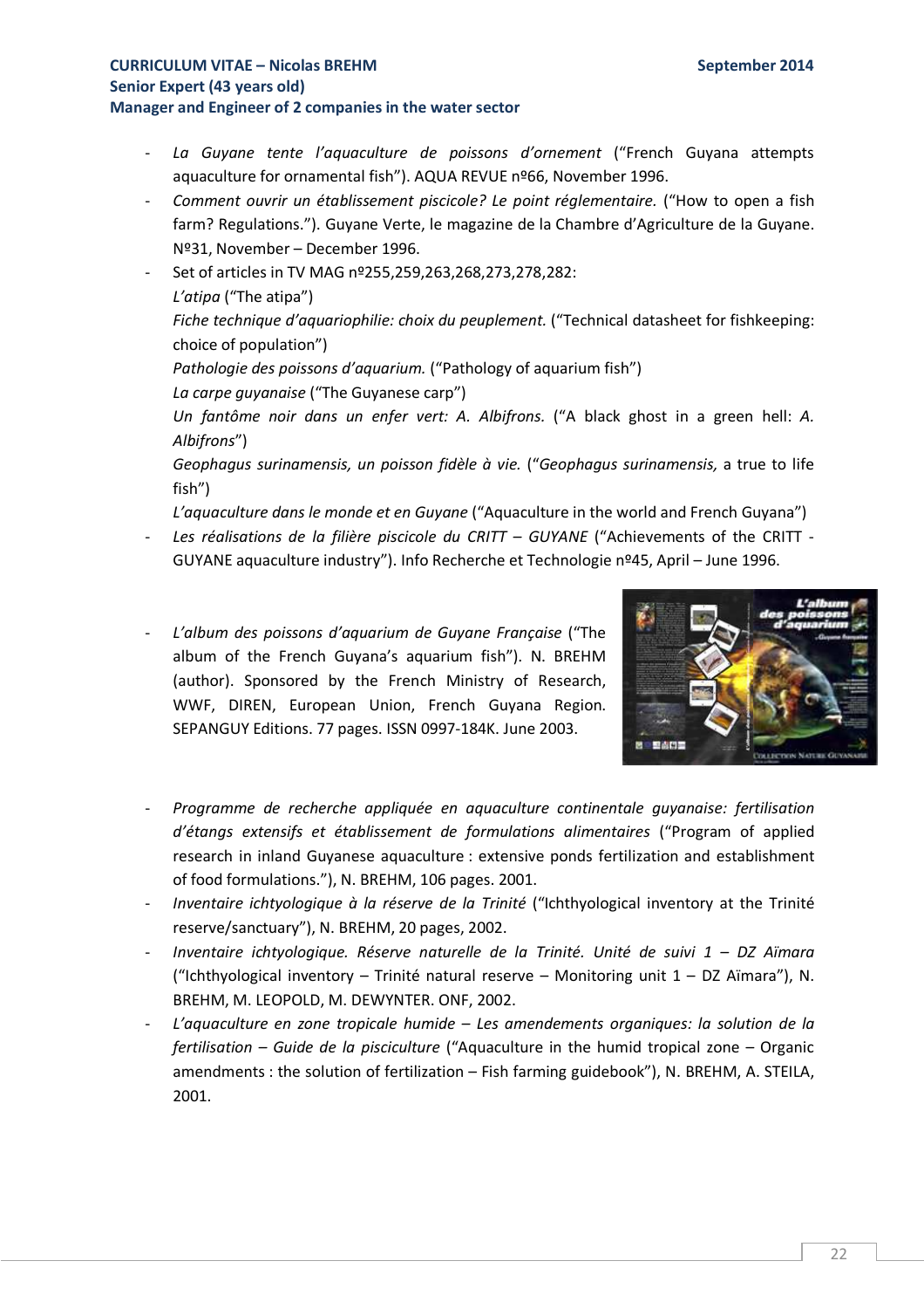- *La Guyane tente l'aquaculture de poissons d'ornement* ("French Guyana attempts aquaculture for ornamental fish"). AQUA REVUE nº66, November 1996.
- *Comment ouvrir un établissement piscicole? Le point réglementaire.* ("How to open a fish farm? Regulations."). Guyane Verte, le magazine de la Chambre d'Agriculture de la Guyane. Nº31, November – December 1996.
- Set of articles in TV MAG nº255,259,263,268,273,278,282:
  *L'atipa* ("The atipa")
  *Fiche technique d'aquariophilie: choix du peuplement.* ("Technical datasheet for fishkeeping: choice of population")
  *Pathologie des poissons d'aquarium.* ("Pathology of aquarium fish")
  *La carpe guyanaise* ("The Guyanese carp")
  *Un fantôme noir dans un enfer vert: A. Albifrons.* ("A black ghost in a green hell: *A. Albifrons*")
  *Geophagus surinamensis, un poisson fidèle à vie.* ("*Geophagus surinamensis,* a true to life fish")
  *L'aquaculture dans le monde et en Guyane* ("Aquaculture in the world and French Guyana")
- *Les réalisations de la filière piscicole du CRITT – GUYANE* ("Achievements of the CRITT - GUYANE aquaculture industry"). Info Recherche et Technologie nº45, April – June 1996.

- *L'album des poissons d'aquarium de Guyane Française* ("The album of the French Guyana's aquarium fish"). N. BREHM (author). Sponsored by the French Ministry of Research, WWF, DIREN, European Union, French Guyana Region. SEPANGUY Editions. 77 pages. ISSN 0997-184K. June 2003.

- *Programme de recherche appliquée en aquaculture continentale guyanaise: fertilisation d'étangs extensifs et établissement de formulations alimentaires* ("Program of applied research in inland Guyanese aquaculture : extensive ponds fertilization and establishment of food formulations."), N. BREHM, 106 pages. 2001.
- *Inventaire ichtyologique à la réserve de la Trinité* ("Ichthyological inventory at the Trinité reserve/sanctuary"), N. BREHM, 20 pages, 2002.
- *Inventaire ichtyologique. Réserve naturelle de la Trinité. Unité de suivi 1 – DZ Aïmara* ("Ichthyological inventory – Trinité natural reserve – Monitoring unit 1 – DZ Aïmara"), N. BREHM, M. LEOPOLD, M. DEWYNTER. ONF, 2002.
- *L'aquaculture en zone tropicale humide – Les amendements organiques: la solution de la fertilisation – Guide de la pisciculture* ("Aquaculture in the humid tropical zone – Organic amendments : the solution of fertilization – Fish farming guidebook"), N. BREHM, A. STEILA, 2001.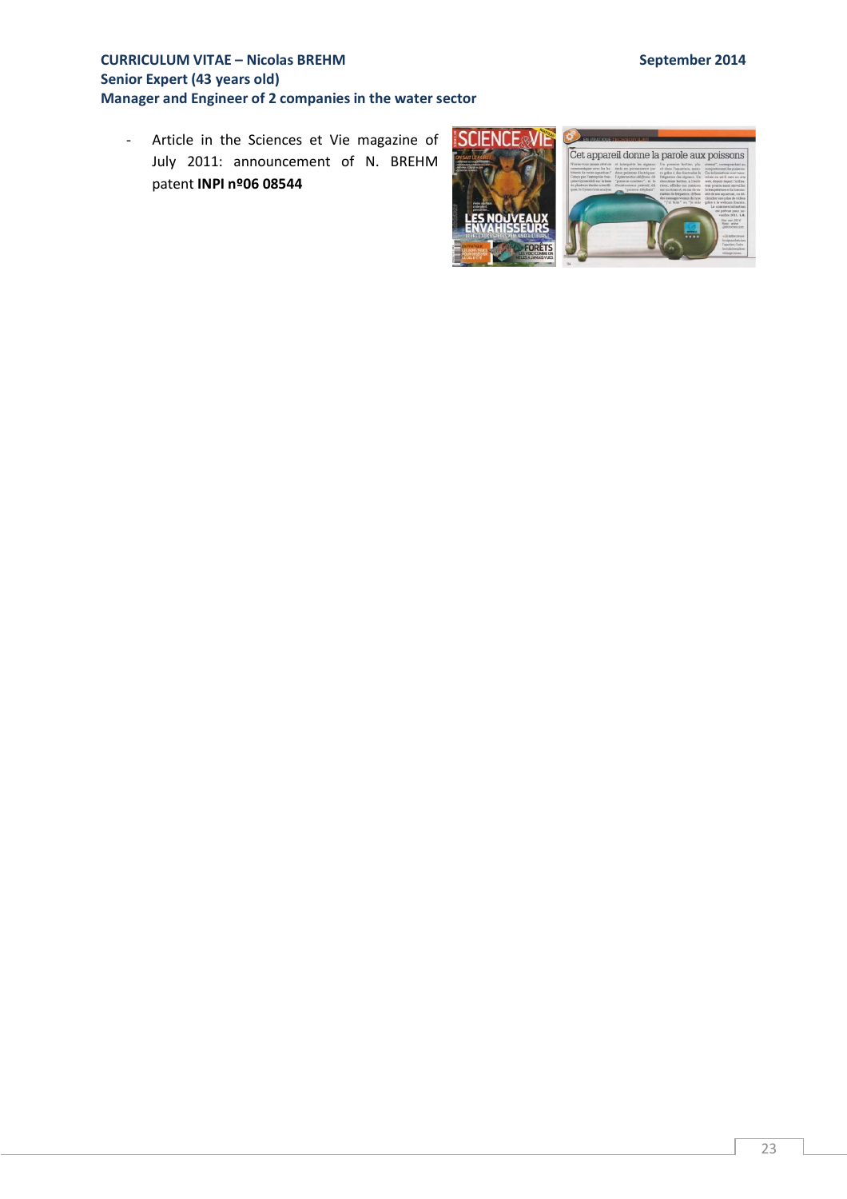- Article in the Sciences et Vie magazine of July 2011: announcement of N. BREHM patent **INPI nº06 08544**